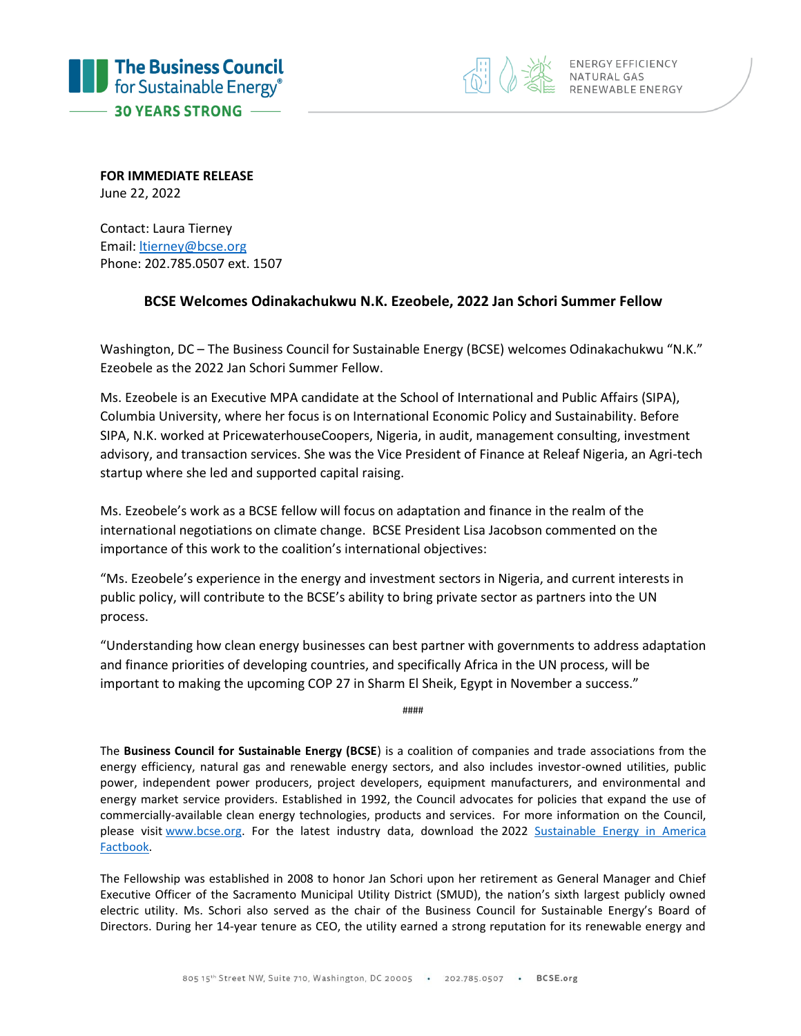The Business Council for Sustainable Energy®

30 YEARS STRONG

ENERGY EFFICIENCY
NATURAL GAS
RENEWABLE ENERGY

**FOR IMMEDIATE RELEASE**
June 22, 2022

Contact: Laura Tierney
Email: [ltierney@bcse.org](mailto:ltierney@bcse.org)
Phone: 202.785.0507 ext. 1507

## BCSE Welcomes Odinakachukwu N.K. Ezeobele, 2022 Jan Schori Summer Fellow

Washington, DC – The Business Council for Sustainable Energy (BCSE) welcomes Odinakachukwu "N.K." Ezeobele as the 2022 Jan Schori Summer Fellow.

Ms. Ezeobele is an Executive MPA candidate at the School of International and Public Affairs (SIPA), Columbia University, where her focus is on International Economic Policy and Sustainability. Before SIPA, N.K. worked at PricewaterhouseCoopers, Nigeria, in audit, management consulting, investment advisory, and transaction services. She was the Vice President of Finance at Releaf Nigeria, an Agri-tech startup where she led and supported capital raising.

Ms. Ezeobele's work as a BCSE fellow will focus on adaptation and finance in the realm of the international negotiations on climate change. BCSE President Lisa Jacobson commented on the importance of this work to the coalition's international objectives:

"Ms. Ezeobele's experience in the energy and investment sectors in Nigeria, and current interests in public policy, will contribute to the BCSE's ability to bring private sector as partners into the UN process.

"Understanding how clean energy businesses can best partner with governments to address adaptation and finance priorities of developing countries, and specifically Africa in the UN process, will be important to making the upcoming COP 27 in Sharm El Sheik, Egypt in November a success."

####

The **Business Council for Sustainable Energy (BCSE**) is a coalition of companies and trade associations from the energy efficiency, natural gas and renewable energy sectors, and also includes investor-owned utilities, public power, independent power producers, project developers, equipment manufacturers, and environmental and energy market service providers. Established in 1992, the Council advocates for policies that expand the use of commercially-available clean energy technologies, products and services. For more information on the Council, please visit [www.bcse.org](http://www.bcse.org). For the latest industry data, download the 2022 [Sustainable Energy in America Factbook](#).

The Fellowship was established in 2008 to honor Jan Schori upon her retirement as General Manager and Chief Executive Officer of the Sacramento Municipal Utility District (SMUD), the nation's sixth largest publicly owned electric utility. Ms. Schori also served as the chair of the Business Council for Sustainable Energy's Board of Directors. During her 14-year tenure as CEO, the utility earned a strong reputation for its renewable energy and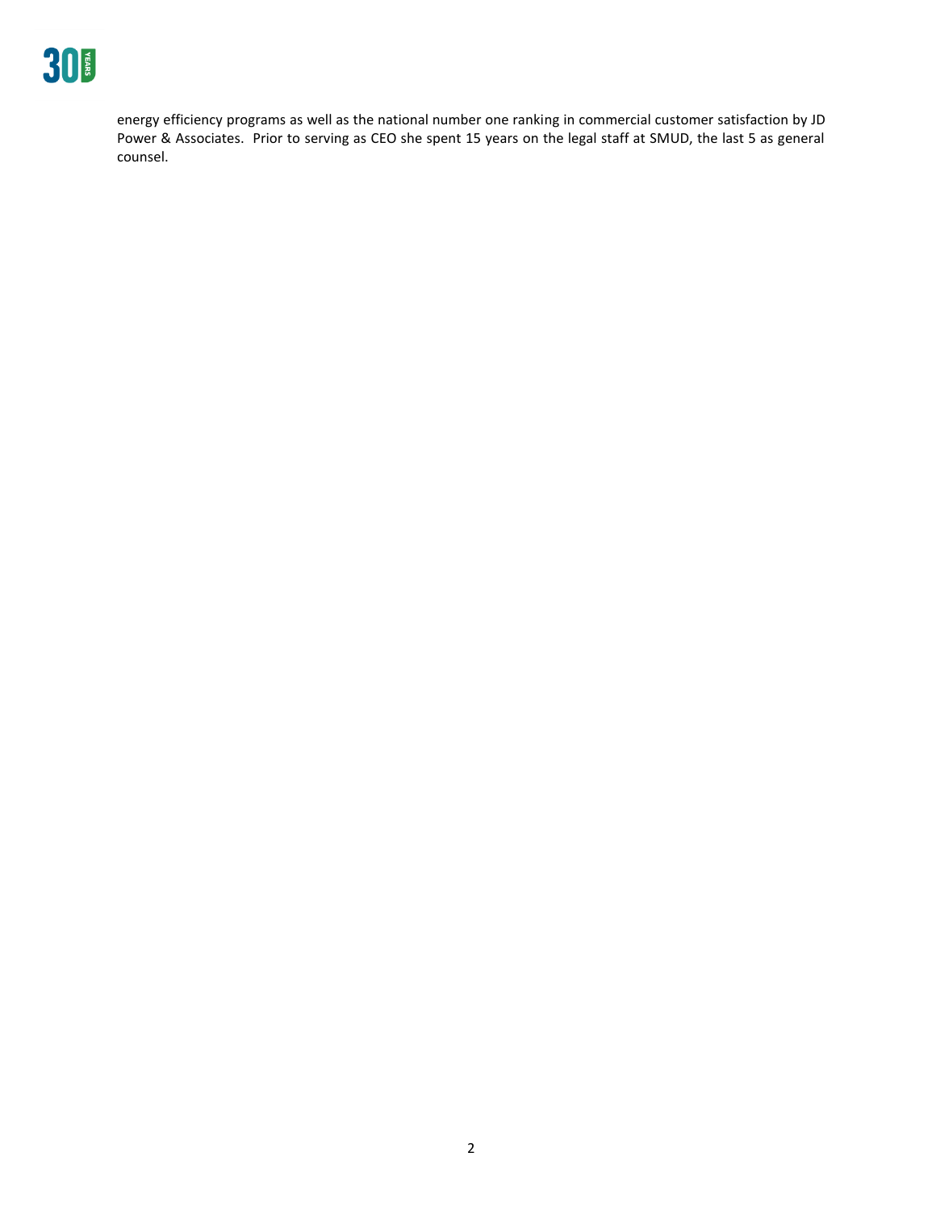energy efficiency programs as well as the national number one ranking in commercial customer satisfaction by JD Power & Associates. Prior to serving as CEO she spent 15 years on the legal staff at SMUD, the last 5 as general counsel.